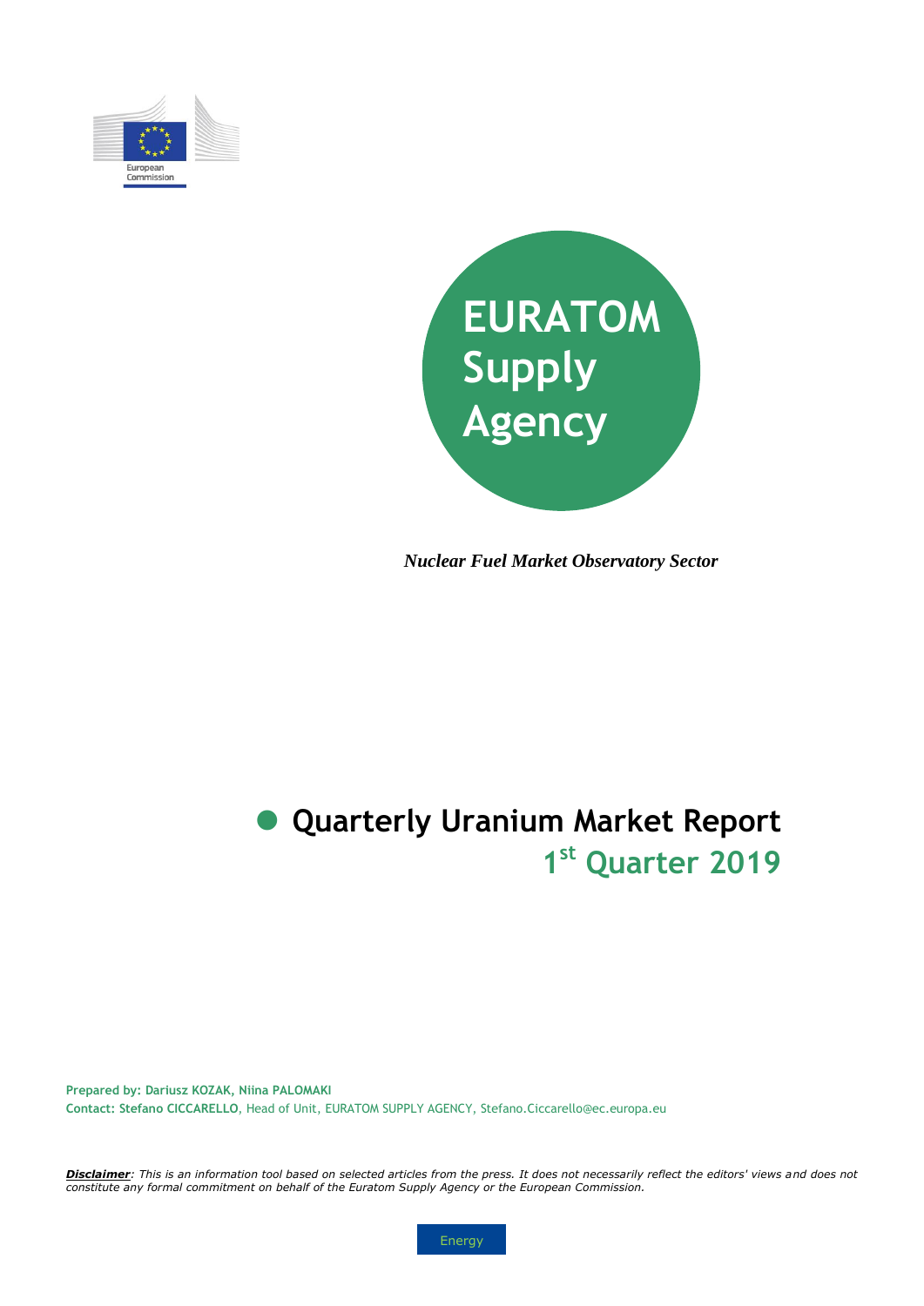European Commission

# EURATOM Supply Agency

*Nuclear Fuel Market Observatory Sector*

# Quarterly Uranium Market Report

## 1st Quarter 2019

**Prepared by: Dariusz KOZAK, Niina PALOMAKI**

**Contact: Stefano CICCARELLO**, Head of Unit, EURATOM SUPPLY AGENCY, Stefano.Ciccarello@ec.europa.eu

***Disclaimer**: This is an information tool based on selected articles from the press. It does not necessarily reflect the editors' views and does not constitute any formal commitment on behalf of the Euratom Supply Agency or the European Commission.*

Energy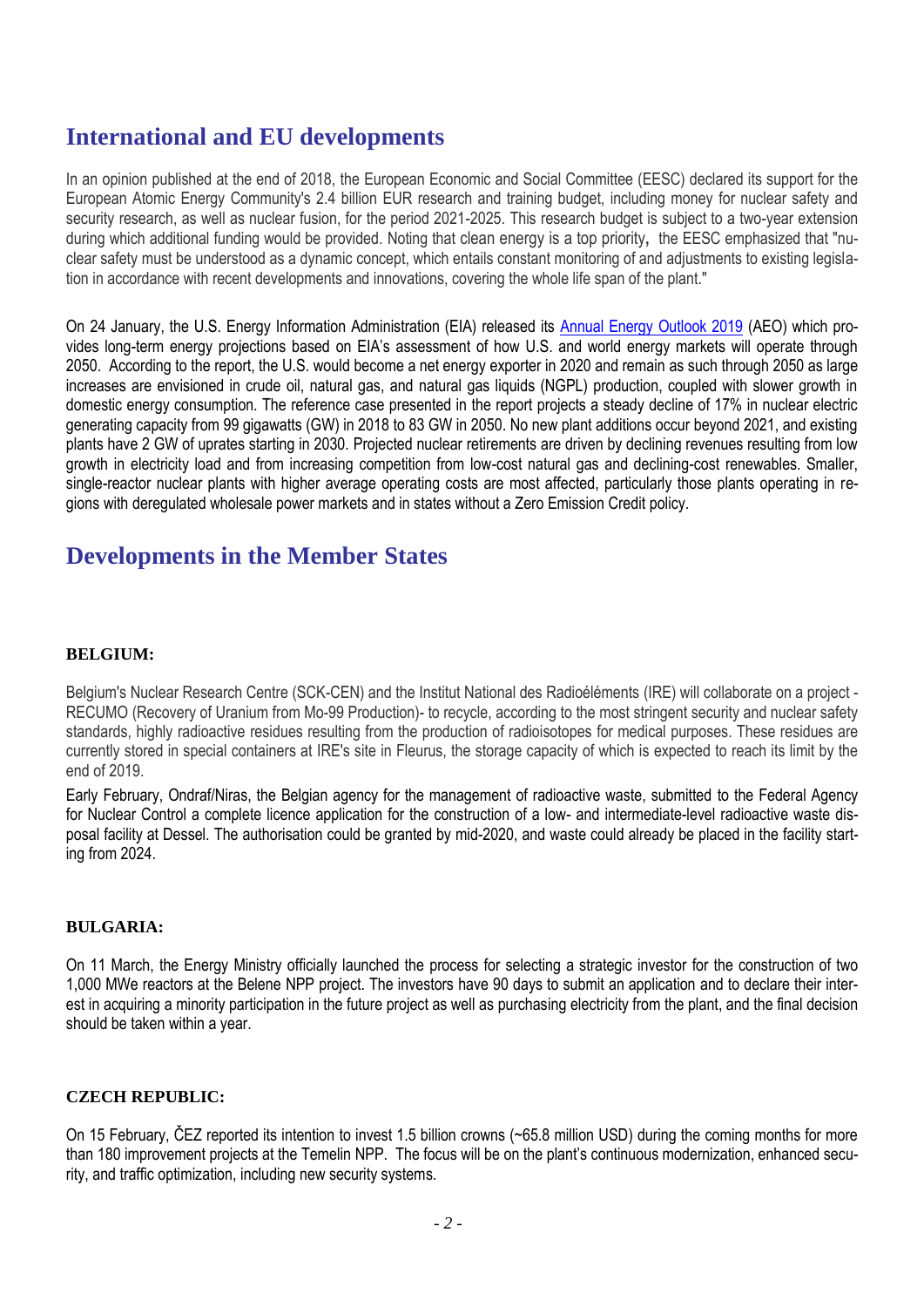# International and EU developments

In an opinion published at the end of 2018, the European Economic and Social Committee (EESC) declared its support for the European Atomic Energy Community's 2.4 billion EUR research and training budget, including money for nuclear safety and security research, as well as nuclear fusion, for the period 2021-2025. This research budget is subject to a two-year extension during which additional funding would be provided. Noting that clean energy is a top priority**,** the EESC emphasized that "nuclear safety must be understood as a dynamic concept, which entails constant monitoring of and adjustments to existing legislation in accordance with recent developments and innovations, covering the whole life span of the plant."

On 24 January, the U.S. Energy Information Administration (EIA) released its [Annual Energy Outlook 2019](https://www.eia.gov/outlooks/aeo/) (AEO) which provides long-term energy projections based on EIA's assessment of how U.S. and world energy markets will operate through 2050. According to the report, the U.S. would become a net energy exporter in 2020 and remain as such through 2050 as large increases are envisioned in crude oil, natural gas, and natural gas liquids (NGPL) production, coupled with slower growth in domestic energy consumption. The reference case presented in the report projects a steady decline of 17% in nuclear electric generating capacity from 99 gigawatts (GW) in 2018 to 83 GW in 2050. No new plant additions occur beyond 2021, and existing plants have 2 GW of uprates starting in 2030. Projected nuclear retirements are driven by declining revenues resulting from low growth in electricity load and from increasing competition from low-cost natural gas and declining-cost renewables. Smaller, single-reactor nuclear plants with higher average operating costs are most affected, particularly those plants operating in regions with deregulated wholesale power markets and in states without a Zero Emission Credit policy.

# Developments in the Member States

### BELGIUM:

Belgium's Nuclear Research Centre (SCK-CEN) and the Institut National des Radioéléments (IRE) will collaborate on a project - RECUMO (Recovery of Uranium from Mo-99 Production)- to recycle, according to the most stringent security and nuclear safety standards, highly radioactive residues resulting from the production of radioisotopes for medical purposes. These residues are currently stored in special containers at IRE's site in Fleurus, the storage capacity of which is expected to reach its limit by the end of 2019.

Early February, Ondraf/Niras, the Belgian agency for the management of radioactive waste, submitted to the Federal Agency for Nuclear Control a complete licence application for the construction of a low- and intermediate-level radioactive waste disposal facility at Dessel. The authorisation could be granted by mid-2020, and waste could already be placed in the facility starting from 2024.

### BULGARIA:

On 11 March, the Energy Ministry officially launched the process for selecting a strategic investor for the construction of two 1,000 MWe reactors at the Belene NPP project. The investors have 90 days to submit an application and to declare their interest in acquiring a minority participation in the future project as well as purchasing electricity from the plant, and the final decision should be taken within a year.

### CZECH REPUBLIC:

On 15 February, ČEZ reported its intention to invest 1.5 billion crowns (~65.8 million USD) during the coming months for more than 180 improvement projects at the Temelin NPP. The focus will be on the plant's continuous modernization, enhanced security, and traffic optimization, including new security systems.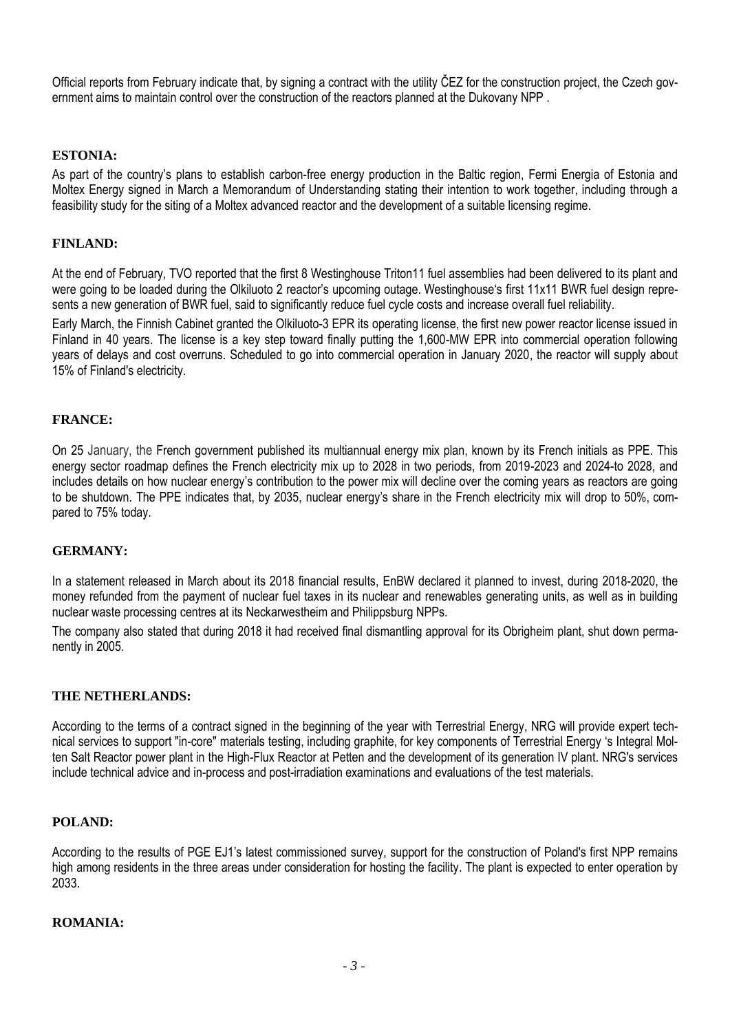Official reports from February indicate that, by signing a contract with the utility ČEZ for the construction project, the Czech government aims to maintain control over the construction of the reactors planned at the Dukovany NPP .

## ESTONIA:

As part of the country's plans to establish carbon-free energy production in the Baltic region, Fermi Energia of Estonia and Moltex Energy signed in March a Memorandum of Understanding stating their intention to work together, including through a feasibility study for the siting of a Moltex advanced reactor and the development of a suitable licensing regime.

## FINLAND:

At the end of February, TVO reported that the first 8 Westinghouse Triton11 fuel assemblies had been delivered to its plant and were going to be loaded during the Olkiluoto 2 reactor's upcoming outage. Westinghouse's first 11x11 BWR fuel design represents a new generation of BWR fuel, said to significantly reduce fuel cycle costs and increase overall fuel reliability.

Early March, the Finnish Cabinet granted the Olkiluoto-3 EPR its operating license, the first new power reactor license issued in Finland in 40 years. The license is a key step toward finally putting the 1,600-MW EPR into commercial operation following years of delays and cost overruns. Scheduled to go into commercial operation in January 2020, the reactor will supply about 15% of Finland's electricity.

## FRANCE:

On 25 January, the French government published its multiannual energy mix plan, known by its French initials as PPE. This energy sector roadmap defines the French electricity mix up to 2028 in two periods, from 2019-2023 and 2024-to 2028, and includes details on how nuclear energy's contribution to the power mix will decline over the coming years as reactors are going to be shutdown. The PPE indicates that, by 2035, nuclear energy's share in the French electricity mix will drop to 50%, compared to 75% today.

## GERMANY:

In a statement released in March about its 2018 financial results, EnBW declared it planned to invest, during 2018-2020, the money refunded from the payment of nuclear fuel taxes in its nuclear and renewables generating units, as well as in building nuclear waste processing centres at its Neckarwestheim and Philippsburg NPPs.

The company also stated that during 2018 it had received final dismantling approval for its Obrigheim plant, shut down permanently in 2005.

## THE NETHERLANDS:

According to the terms of a contract signed in the beginning of the year with Terrestrial Energy, NRG will provide expert technical services to support "in-core" materials testing, including graphite, for key components of Terrestrial Energy 's Integral Molten Salt Reactor power plant in the High-Flux Reactor at Petten and the development of its generation IV plant. NRG's services include technical advice and in-process and post-irradiation examinations and evaluations of the test materials.

## POLAND:

According to the results of PGE EJ1's latest commissioned survey, support for the construction of Poland's first NPP remains high among residents in the three areas under consideration for hosting the facility. The plant is expected to enter operation by 2033.

## ROMANIA: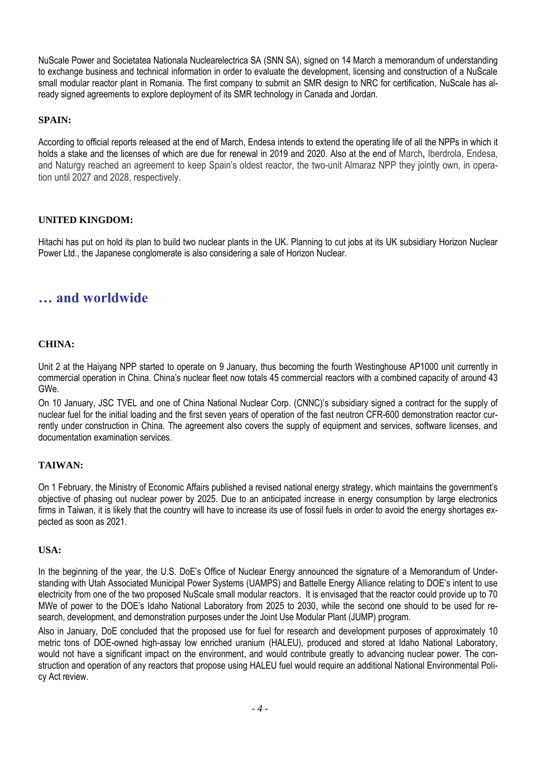NuScale Power and Societatea Nationala Nuclearelectrica SA (SNN SA), signed on 14 March a memorandum of understanding to exchange business and technical information in order to evaluate the development, licensing and construction of a NuScale small modular reactor plant in Romania. The first company to submit an SMR design to NRC for certification, NuScale has already signed agreements to explore deployment of its SMR technology in Canada and Jordan.

### SPAIN:

According to official reports released at the end of March, Endesa intends to extend the operating life of all the NPPs in which it holds a stake and the licenses of which are due for renewal in 2019 and 2020. Also at the end of March, Iberdrola, Endesa, and Naturgy reached an agreement to keep Spain's oldest reactor, the two-unit Almaraz NPP they jointly own, in operation until 2027 and 2028, respectively.

### UNITED KINGDOM:

Hitachi has put on hold its plan to build two nuclear plants in the UK. Planning to cut jobs at its UK subsidiary Horizon Nuclear Power Ltd., the Japanese conglomerate is also considering a sale of Horizon Nuclear.

## … and worldwide

### CHINA:

Unit 2 at the Haiyang NPP started to operate on 9 January, thus becoming the fourth Westinghouse AP1000 unit currently in commercial operation in China. China's nuclear fleet now totals 45 commercial reactors with a combined capacity of around 43 GWe.

On 10 January, JSC TVEL and one of China National Nuclear Corp. (CNNC)'s subsidiary signed a contract for the supply of nuclear fuel for the initial loading and the first seven years of operation of the fast neutron CFR-600 demonstration reactor currently under construction in China. The agreement also covers the supply of equipment and services, software licenses, and documentation examination services.

### TAIWAN:

On 1 February, the Ministry of Economic Affairs published a revised national energy strategy, which maintains the government's objective of phasing out nuclear power by 2025. Due to an anticipated increase in energy consumption by large electronics firms in Taiwan, it is likely that the country will have to increase its use of fossil fuels in order to avoid the energy shortages expected as soon as 2021.

### USA:

In the beginning of the year, the U.S. DoE's Office of Nuclear Energy announced the signature of a Memorandum of Understanding with Utah Associated Municipal Power Systems (UAMPS) and Battelle Energy Alliance relating to DOE's intent to use electricity from one of the two proposed NuScale small modular reactors. It is envisaged that the reactor could provide up to 70 MWe of power to the DOE's Idaho National Laboratory from 2025 to 2030, while the second one should to be used for research, development, and demonstration purposes under the Joint Use Modular Plant (JUMP) program.

Also in January, DoE concluded that the proposed use for fuel for research and development purposes of approximately 10 metric tons of DOE-owned high-assay low enriched uranium (HALEU), produced and stored at Idaho National Laboratory, would not have a significant impact on the environment, and would contribute greatly to advancing nuclear power. The construction and operation of any reactors that propose using HALEU fuel would require an additional National Environmental Policy Act review.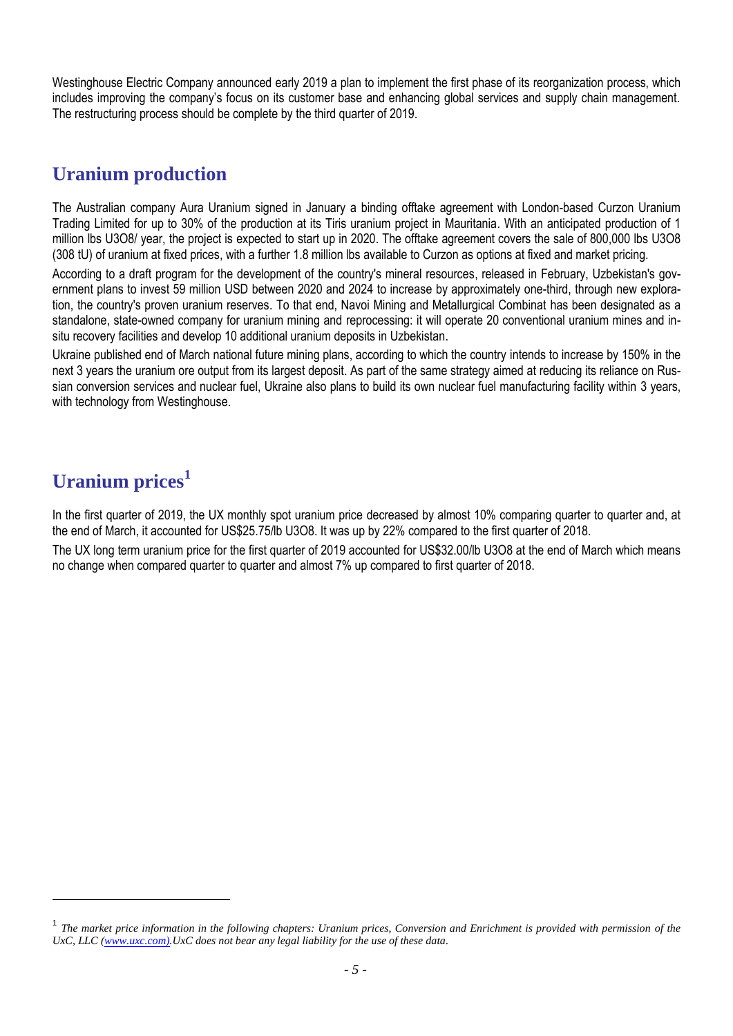Westinghouse Electric Company announced early 2019 a plan to implement the first phase of its reorganization process, which includes improving the company's focus on its customer base and enhancing global services and supply chain management. The restructuring process should be complete by the third quarter of 2019.

## Uranium production

The Australian company Aura Uranium signed in January a binding offtake agreement with London-based Curzon Uranium Trading Limited for up to 30% of the production at its Tiris uranium project in Mauritania. With an anticipated production of 1 million lbs $U_3O_8$/ year, the project is expected to start up in 2020. The offtake agreement covers the sale of 800,000 lbs $U_3O_8$ (308 tU) of uranium at fixed prices, with a further 1.8 million lbs available to Curzon as options at fixed and market pricing.

According to a draft program for the development of the country's mineral resources, released in February, Uzbekistan's government plans to invest 59 million USD between 2020 and 2024 to increase by approximately one-third, through new exploration, the country's proven uranium reserves. To that end, Navoi Mining and Metallurgical Combinat has been designated as a standalone, state-owned company for uranium mining and reprocessing: it will operate 20 conventional uranium mines and in-situ recovery facilities and develop 10 additional uranium deposits in Uzbekistan.

Ukraine published end of March national future mining plans, according to which the country intends to increase by 150% in the next 3 years the uranium ore output from its largest deposit. As part of the same strategy aimed at reducing its reliance on Russian conversion services and nuclear fuel, Ukraine also plans to build its own nuclear fuel manufacturing facility within 3 years, with technology from Westinghouse.

## Uranium prices[1]

In the first quarter of 2019, the UX monthly spot uranium price decreased by almost 10% comparing quarter to quarter and, at the end of March, it accounted for US$25.75/lb $U_3O_8$. It was up by 22% compared to the first quarter of 2018.

The UX long term uranium price for the first quarter of 2019 accounted for US$32.00/lb $U_3O_8$ at the end of March which means no change when compared quarter to quarter and almost 7% up compared to first quarter of 2018.

---

[1] *The market price information in the following chapters: Uranium prices, Conversion and Enrichment is provided with permission of the UxC, LLC (www.uxc.com).UxC does not bear any legal liability for the use of these data.*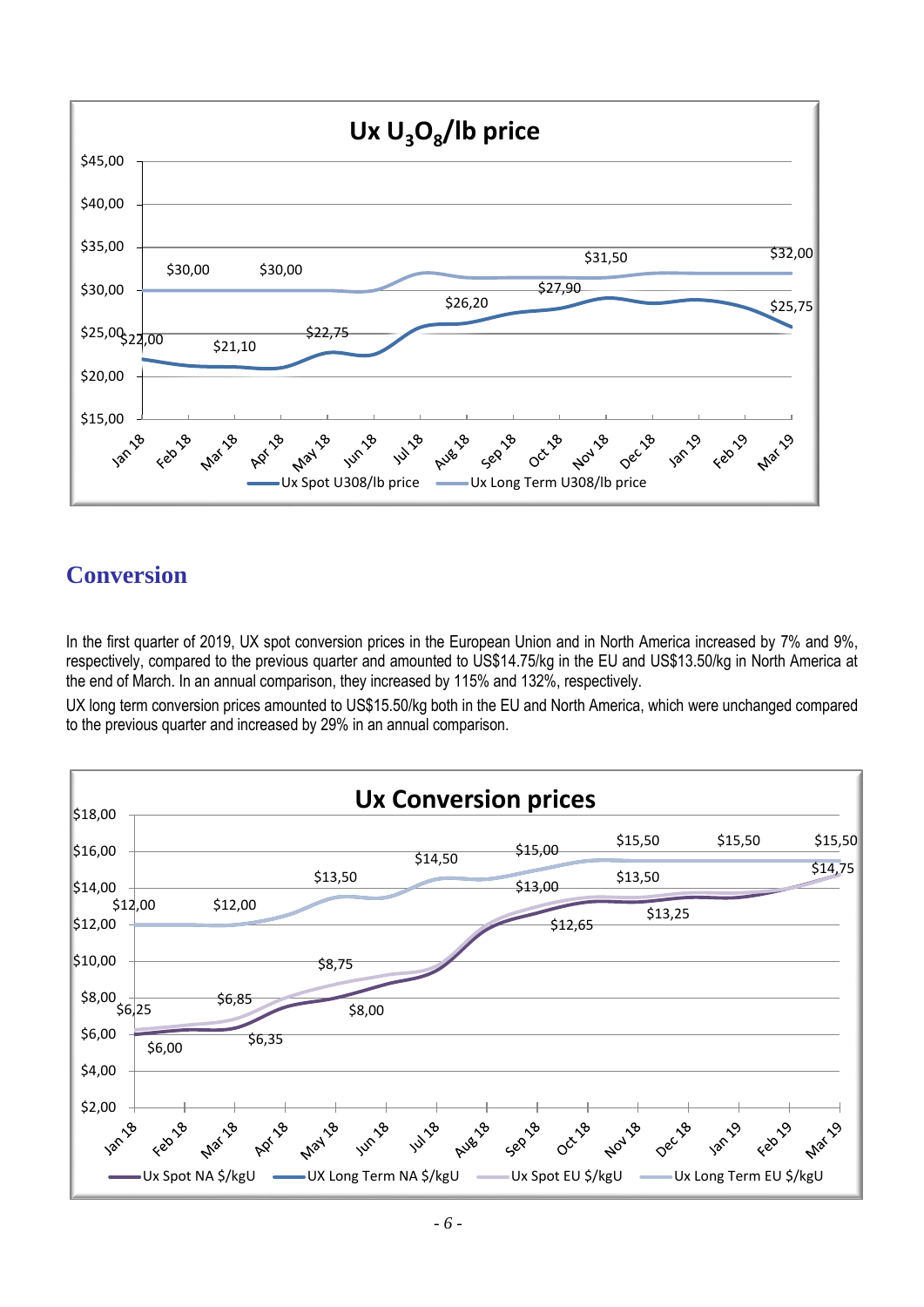## Conversion

In the first quarter of 2019, UX spot conversion prices in the European Union and in North America increased by 7% and 9%, respectively, compared to the previous quarter and amounted to US$14.75/kg in the EU and US$13.50/kg in North America at the end of March. In an annual comparison, they increased by 115% and 132%, respectively.

UX long term conversion prices amounted to US$15.50/kg both in the EU and North America, which were unchanged compared to the previous quarter and increased by 29% in an annual comparison.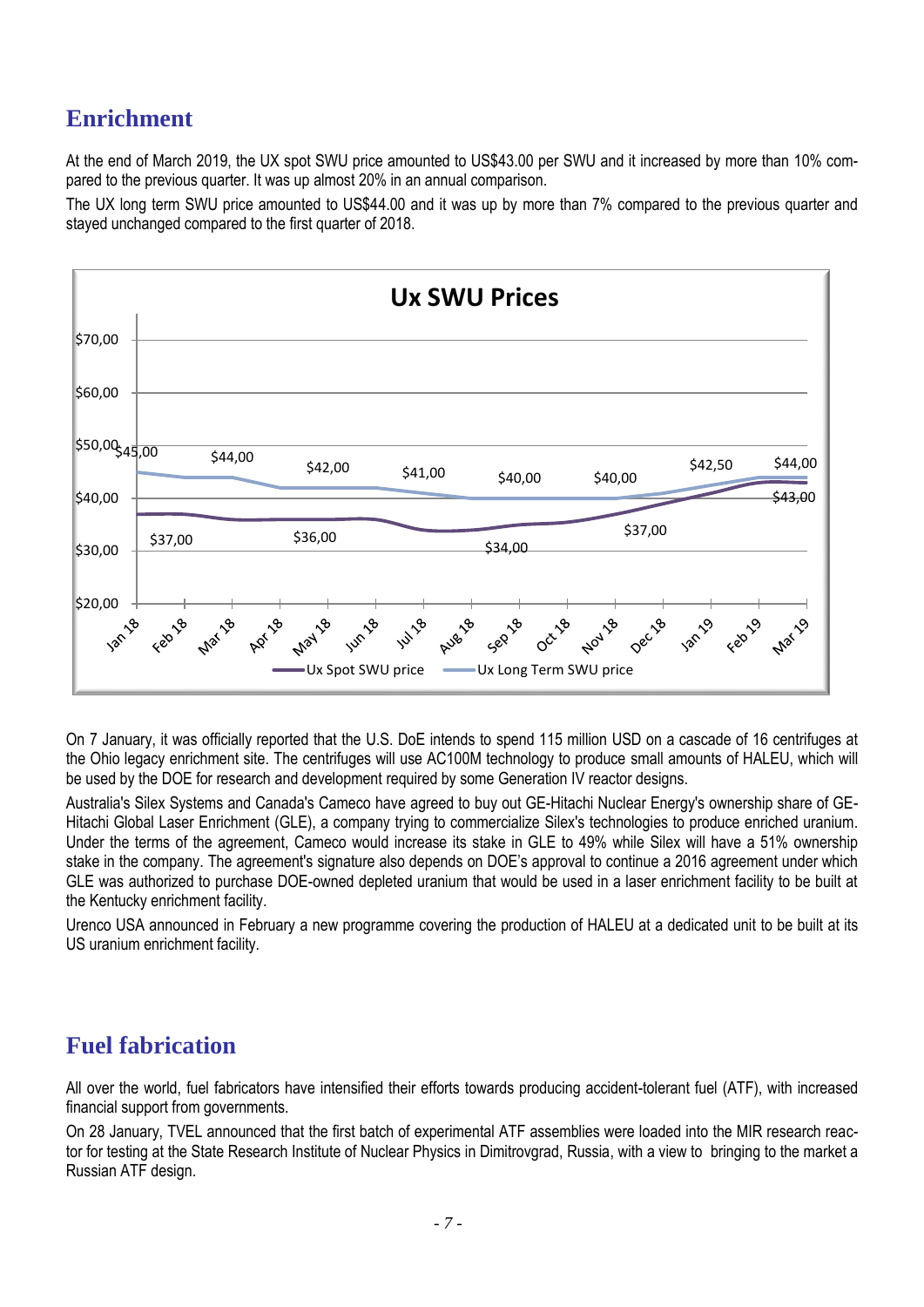## Enrichment

At the end of March 2019, the UX spot SWU price amounted to US$43.00 per SWU and it increased by more than 10% compared to the previous quarter. It was up almost 20% in an annual comparison.

The UX long term SWU price amounted to US$44.00 and it was up by more than 7% compared to the previous quarter and stayed unchanged compared to the first quarter of 2018.

On 7 January, it was officially reported that the U.S. DoE intends to spend 115 million USD on a cascade of 16 centrifuges at the Ohio legacy enrichment site. The centrifuges will use AC100M technology to produce small amounts of HALEU, which will be used by the DOE for research and development required by some Generation IV reactor designs.

Australia's Silex Systems and Canada's Cameco have agreed to buy out GE-Hitachi Nuclear Energy's ownership share of GE-Hitachi Global Laser Enrichment (GLE), a company trying to commercialize Silex's technologies to produce enriched uranium. Under the terms of the agreement, Cameco would increase its stake in GLE to 49% while Silex will have a 51% ownership stake in the company. The agreement's signature also depends on DOE's approval to continue a 2016 agreement under which GLE was authorized to purchase DOE-owned depleted uranium that would be used in a laser enrichment facility to be built at the Kentucky enrichment facility.

Urenco USA announced in February a new programme covering the production of HALEU at a dedicated unit to be built at its US uranium enrichment facility.

## Fuel fabrication

All over the world, fuel fabricators have intensified their efforts towards producing accident-tolerant fuel (ATF), with increased financial support from governments.

On 28 January, TVEL announced that the first batch of experimental ATF assemblies were loaded into the MIR research reactor for testing at the State Research Institute of Nuclear Physics in Dimitrovgrad, Russia, with a view to bringing to the market a Russian ATF design.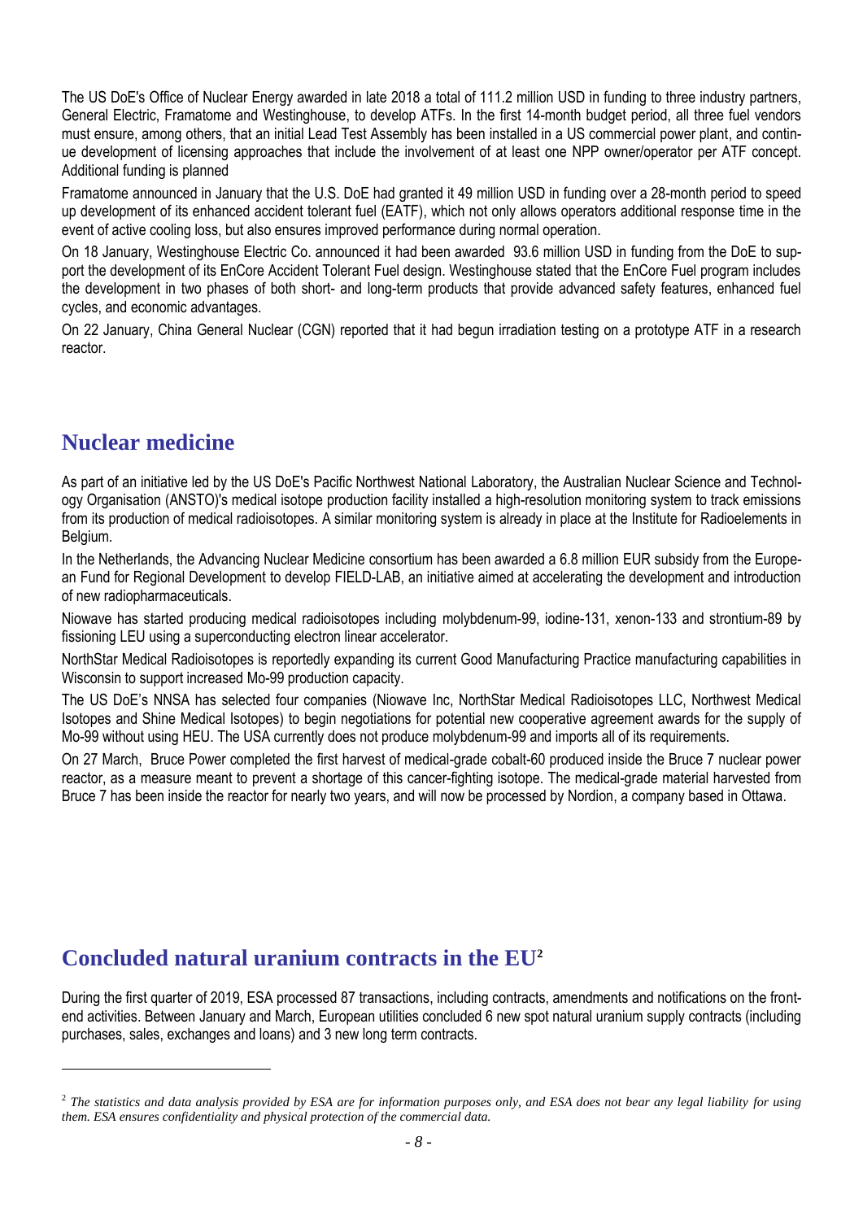The US DoE's Office of Nuclear Energy awarded in late 2018 a total of 111.2 million USD in funding to three industry partners, General Electric, Framatome and Westinghouse, to develop ATFs. In the first 14-month budget period, all three fuel vendors must ensure, among others, that an initial Lead Test Assembly has been installed in a US commercial power plant, and continue development of licensing approaches that include the involvement of at least one NPP owner/operator per ATF concept. Additional funding is planned

Framatome announced in January that the U.S. DoE had granted it 49 million USD in funding over a 28-month period to speed up development of its enhanced accident tolerant fuel (EATF), which not only allows operators additional response time in the event of active cooling loss, but also ensures improved performance during normal operation.

On 18 January, Westinghouse Electric Co. announced it had been awarded 93.6 million USD in funding from the DoE to support the development of its EnCore Accident Tolerant Fuel design. Westinghouse stated that the EnCore Fuel program includes the development in two phases of both short- and long-term products that provide advanced safety features, enhanced fuel cycles, and economic advantages.

On 22 January, China General Nuclear (CGN) reported that it had begun irradiation testing on a prototype ATF in a research reactor.

## Nuclear medicine

As part of an initiative led by the US DoE's Pacific Northwest National Laboratory, the Australian Nuclear Science and Technology Organisation (ANSTO)'s medical isotope production facility installed a high-resolution monitoring system to track emissions from its production of medical radioisotopes. A similar monitoring system is already in place at the Institute for Radioelements in Belgium.

In the Netherlands, the Advancing Nuclear Medicine consortium has been awarded a 6.8 million EUR subsidy from the European Fund for Regional Development to develop FIELD-LAB, an initiative aimed at accelerating the development and introduction of new radiopharmaceuticals.

Niowave has started producing medical radioisotopes including molybdenum-99, iodine-131, xenon-133 and strontium-89 by fissioning LEU using a superconducting electron linear accelerator.

NorthStar Medical Radioisotopes is reportedly expanding its current Good Manufacturing Practice manufacturing capabilities in Wisconsin to support increased Mo-99 production capacity.

The US DoE's NNSA has selected four companies (Niowave Inc, NorthStar Medical Radioisotopes LLC, Northwest Medical Isotopes and Shine Medical Isotopes) to begin negotiations for potential new cooperative agreement awards for the supply of Mo-99 without using HEU. The USA currently does not produce molybdenum-99 and imports all of its requirements.

On 27 March, Bruce Power completed the first harvest of medical-grade cobalt-60 produced inside the Bruce 7 nuclear power reactor, as a measure meant to prevent a shortage of this cancer-fighting isotope. The medical-grade material harvested from Bruce 7 has been inside the reactor for nearly two years, and will now be processed by Nordion, a company based in Ottawa.

## Concluded natural uranium contracts in the EU[2]

During the first quarter of 2019, ESA processed 87 transactions, including contracts, amendments and notifications on the front-end activities. Between January and March, European utilities concluded 6 new spot natural uranium supply contracts (including purchases, sales, exchanges and loans) and 3 new long term contracts.

[2] *The statistics and data analysis provided by ESA are for information purposes only, and ESA does not bear any legal liability for using them. ESA ensures confidentiality and physical protection of the commercial data.*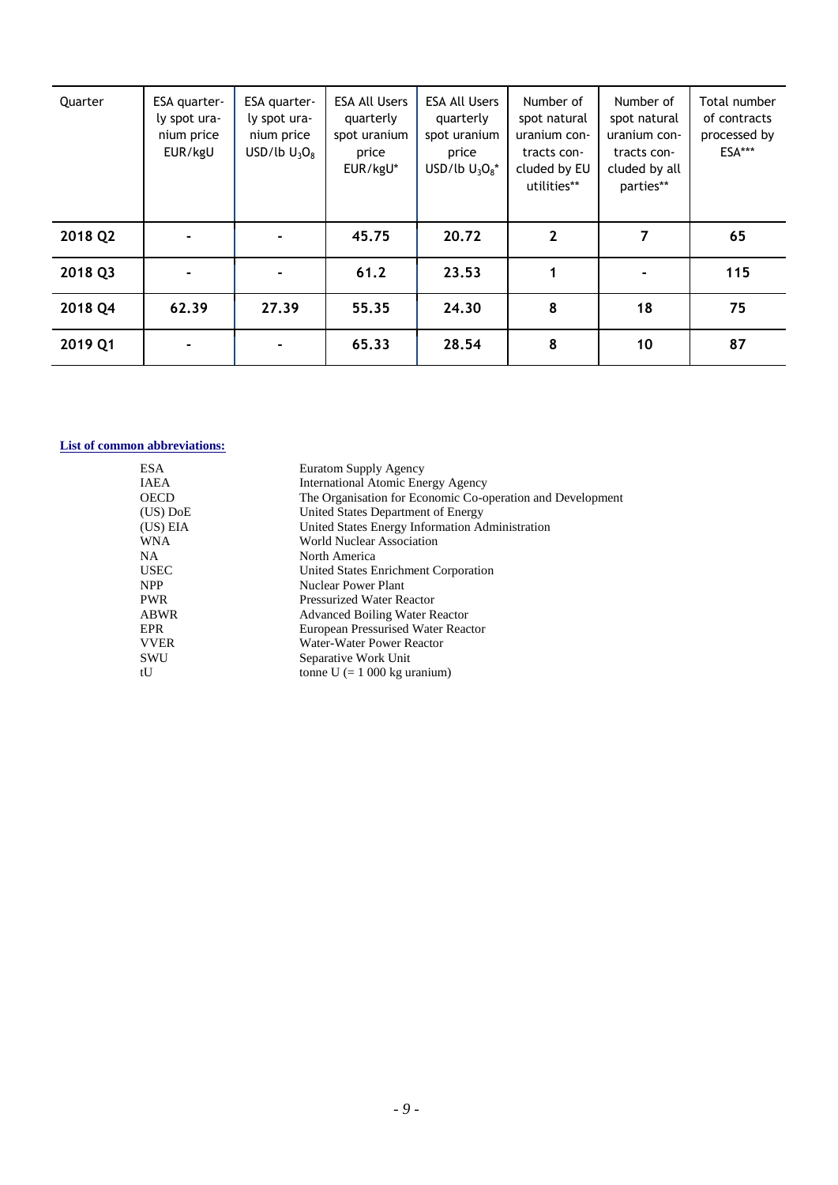| Quarter | ESA quarterly spot uranium price EUR/kgU | ESA quarterly spot uranium price USD/lb $U_3O_8$ | ESA All Users quarterly spot uranium price EUR/kgU* | ESA All Users quarterly spot uranium price USD/lb $U_3O_8$* | Number of spot natural uranium contracts concluded by EU utilities** | Number of spot natural uranium contracts concluded by all parties** | Total number of contracts processed by ESA*** |
|---|---|---|---|---|---|---|---|
| **2018 Q2** | **-** | **-** | **45.75** | **20.72** | **2** | **7** | **65** |
| **2018 Q3** | **-** | **-** | **61.2** | **23.53** | **1** | **-** | **115** |
| **2018 Q4** | **62.39** | **27.39** | **55.35** | **24.30** | **8** | **18** | **75** |
| **2019 Q1** | **-** | **-** | **65.33** | **28.54** | **8** | **10** | **87** |

**List of common abbreviations:**

| | |
|---|---|
| ESA | Euratom Supply Agency |
| IAEA | International Atomic Energy Agency |
| OECD | The Organisation for Economic Co-operation and Development |
| (US) DoE | United States Department of Energy |
| (US) EIA | United States Energy Information Administration |
| WNA | World Nuclear Association |
| NA | North America |
| USEC | United States Enrichment Corporation |
| NPP | Nuclear Power Plant |
| PWR | Pressurized Water Reactor |
| ABWR | Advanced Boiling Water Reactor |
| EPR | European Pressurised Water Reactor |
| VVER | Water-Water Power Reactor |
| SWU | Separative Work Unit |
| tU | tonne U (= 1 000 kg uranium) |